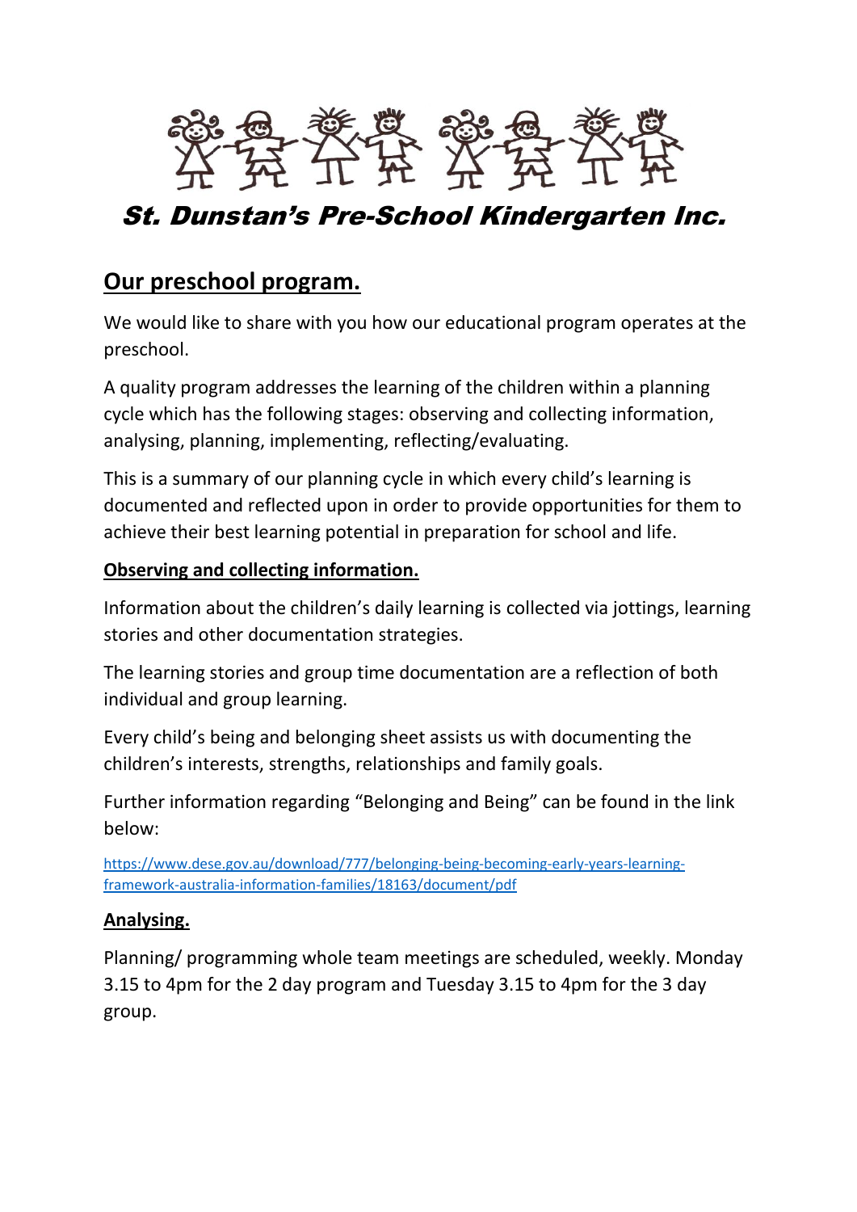# St. Dunstan's Pre-School Kindergarten Inc.

## Our preschool program.

We would like to share with you how our educational program operates at the preschool.

A quality program addresses the learning of the children within a planning cycle which has the following stages: observing and collecting information, analysing, planning, implementing, reflecting/evaluating.

This is a summary of our planning cycle in which every child's learning is documented and reflected upon in order to provide opportunities for them to achieve their best learning potential in preparation for school and life.

### Observing and collecting information.

Information about the children's daily learning is collected via jottings, learning stories and other documentation strategies.

The learning stories and group time documentation are a reflection of both individual and group learning.

Every child's being and belonging sheet assists us with documenting the children's interests, strengths, relationships and family goals.

Further information regarding "Belonging and Being" can be found in the link below:

https://www.dese.gov.au/download/777/belonging-being-becoming-early-years-learning-framework-australia-information-families/18163/document/pdf

### Analysing.

Planning/ programming whole team meetings are scheduled, weekly. Monday 3.15 to 4pm for the 2 day program and Tuesday 3.15 to 4pm for the 3 day group.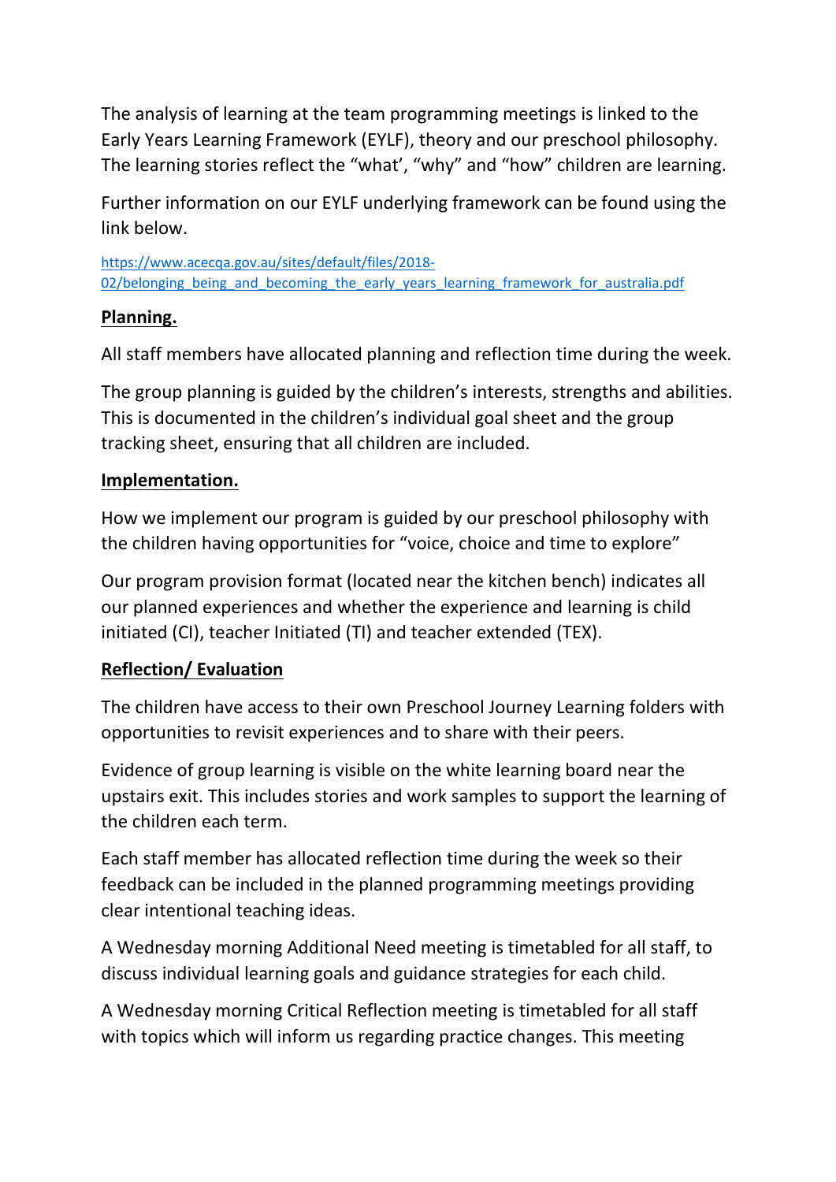The analysis of learning at the team programming meetings is linked to the Early Years Learning Framework (EYLF), theory and our preschool philosophy. The learning stories reflect the "what', "why" and "how" children are learning.

Further information on our EYLF underlying framework can be found using the link below.

https://www.acecqa.gov.au/sites/default/files/2018-02/belonging_being_and_becoming_the_early_years_learning_framework_for_australia.pdf

**Planning.**

All staff members have allocated planning and reflection time during the week.

The group planning is guided by the children's interests, strengths and abilities. This is documented in the children's individual goal sheet and the group tracking sheet, ensuring that all children are included.

**Implementation.**

How we implement our program is guided by our preschool philosophy with the children having opportunities for "voice, choice and time to explore"

Our program provision format (located near the kitchen bench) indicates all our planned experiences and whether the experience and learning is child initiated (CI), teacher Initiated (TI) and teacher extended (TEX).

**Reflection/ Evaluation**

The children have access to their own Preschool Journey Learning folders with opportunities to revisit experiences and to share with their peers.

Evidence of group learning is visible on the white learning board near the upstairs exit. This includes stories and work samples to support the learning of the children each term.

Each staff member has allocated reflection time during the week so their feedback can be included in the planned programming meetings providing clear intentional teaching ideas.

A Wednesday morning Additional Need meeting is timetabled for all staff, to discuss individual learning goals and guidance strategies for each child.

A Wednesday morning Critical Reflection meeting is timetabled for all staff with topics which will inform us regarding practice changes. This meeting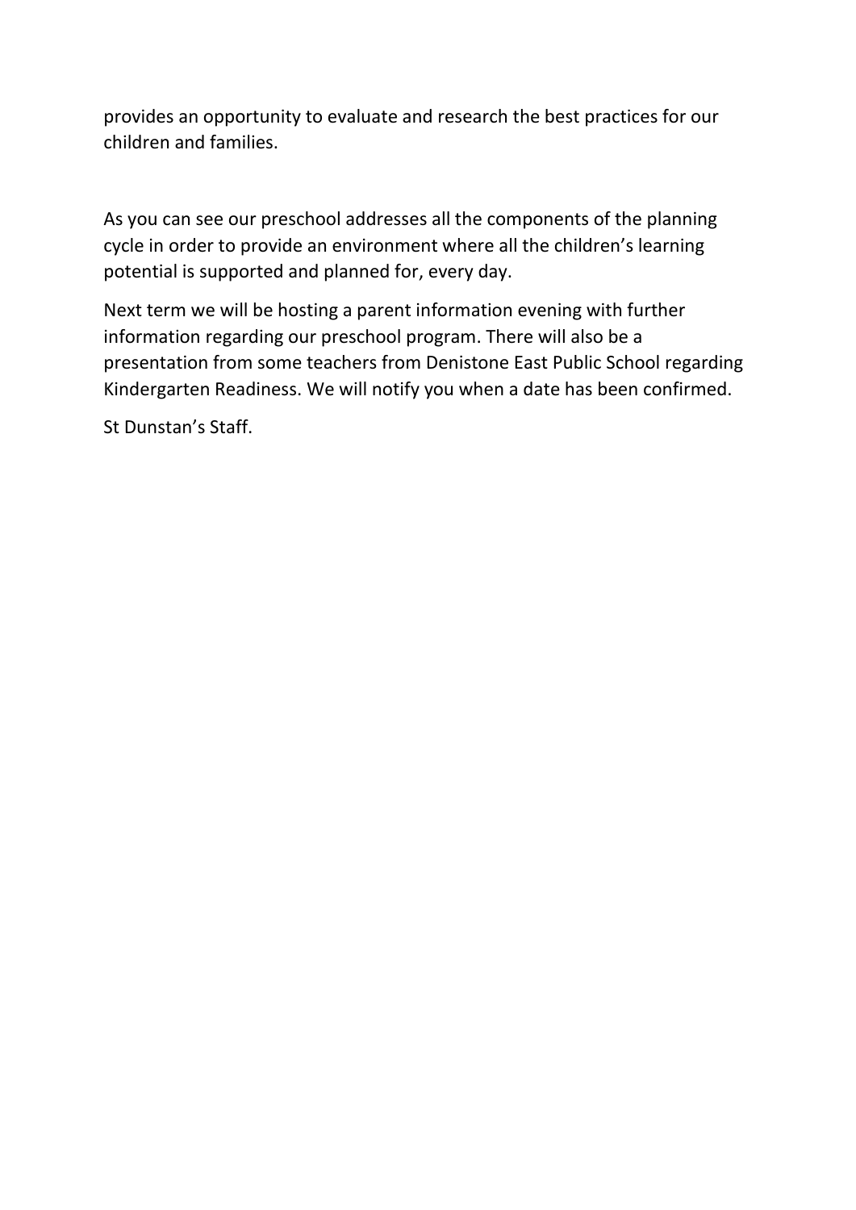provides an opportunity to evaluate and research the best practices for our children and families.

As you can see our preschool addresses all the components of the planning cycle in order to provide an environment where all the children's learning potential is supported and planned for, every day.

Next term we will be hosting a parent information evening with further information regarding our preschool program. There will also be a presentation from some teachers from Denistone East Public School regarding Kindergarten Readiness. We will notify you when a date has been confirmed.

St Dunstan's Staff.